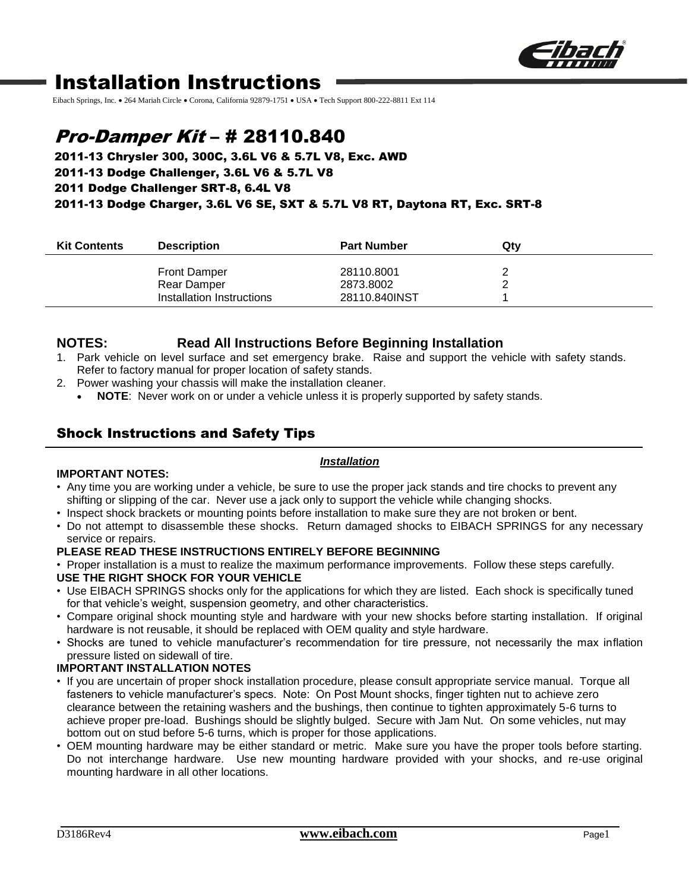# Installation Instructions

Eibach Springs, Inc. • 264 Mariah Circle • Corona, California 92879-1751 • USA • Tech Support 800-222-8811 Ext 114

## *Pro-Damper Kit* – # 28110.840

**2011-13 Chrysler 300, 300C, 3.6L V6 & 5.7L V8, Exc. AWD**
**2011-13 Dodge Challenger, 3.6L V6 & 5.7L V8**
**2011 Dodge Challenger SRT-8, 6.4L V8**
**2011-13 Dodge Charger, 3.6L V6 SE, SXT & 5.7L V8 RT, Daytona RT, Exc. SRT-8**

| Kit Contents | Description | Part Number | Qty |
|---|---|---|---|
| | Front Damper | 28110.8001 | 2 |
| | Rear Damper | 2873.8002 | 2 |
| | Installation Instructions | 28110.840INST | 1 |

### NOTES: Read All Instructions Before Beginning Installation

1. Park vehicle on level surface and set emergency brake. Raise and support the vehicle with safety stands. Refer to factory manual for proper location of safety stands.
2. Power washing your chassis will make the installation cleaner.
   - **NOTE**: Never work on or under a vehicle unless it is properly supported by safety stands.

## Shock Instructions and Safety Tips

***Installation***

**IMPORTANT NOTES:**

- Any time you are working under a vehicle, be sure to use the proper jack stands and tire chocks to prevent any shifting or slipping of the car. Never use a jack only to support the vehicle while changing shocks.
- Inspect shock brackets or mounting points before installation to make sure they are not broken or bent.
- Do not attempt to disassemble these shocks. Return damaged shocks to EIBACH SPRINGS for any necessary service or repairs.

**PLEASE READ THESE INSTRUCTIONS ENTIRELY BEFORE BEGINNING**

- Proper installation is a must to realize the maximum performance improvements. Follow these steps carefully.

**USE THE RIGHT SHOCK FOR YOUR VEHICLE**

- Use EIBACH SPRINGS shocks only for the applications for which they are listed. Each shock is specifically tuned for that vehicle's weight, suspension geometry, and other characteristics.
- Compare original shock mounting style and hardware with your new shocks before starting installation. If original hardware is not reusable, it should be replaced with OEM quality and style hardware.
- Shocks are tuned to vehicle manufacturer's recommendation for tire pressure, not necessarily the max inflation pressure listed on sidewall of tire.

**IMPORTANT INSTALLATION NOTES**

- If you are uncertain of proper shock installation procedure, please consult appropriate service manual. Torque all fasteners to vehicle manufacturer's specs. Note: On Post Mount shocks, finger tighten nut to achieve zero clearance between the retaining washers and the bushings, then continue to tighten approximately 5-6 turns to achieve proper pre-load. Bushings should be slightly bulged. Secure with Jam Nut. On some vehicles, nut may bottom out on stud before 5-6 turns, which is proper for those applications.
- OEM mounting hardware may be either standard or metric. Make sure you have the proper tools before starting. Do not interchange hardware. Use new mounting hardware provided with your shocks, and re-use original mounting hardware in all other locations.

D3186Rev4 **www.eibach.com**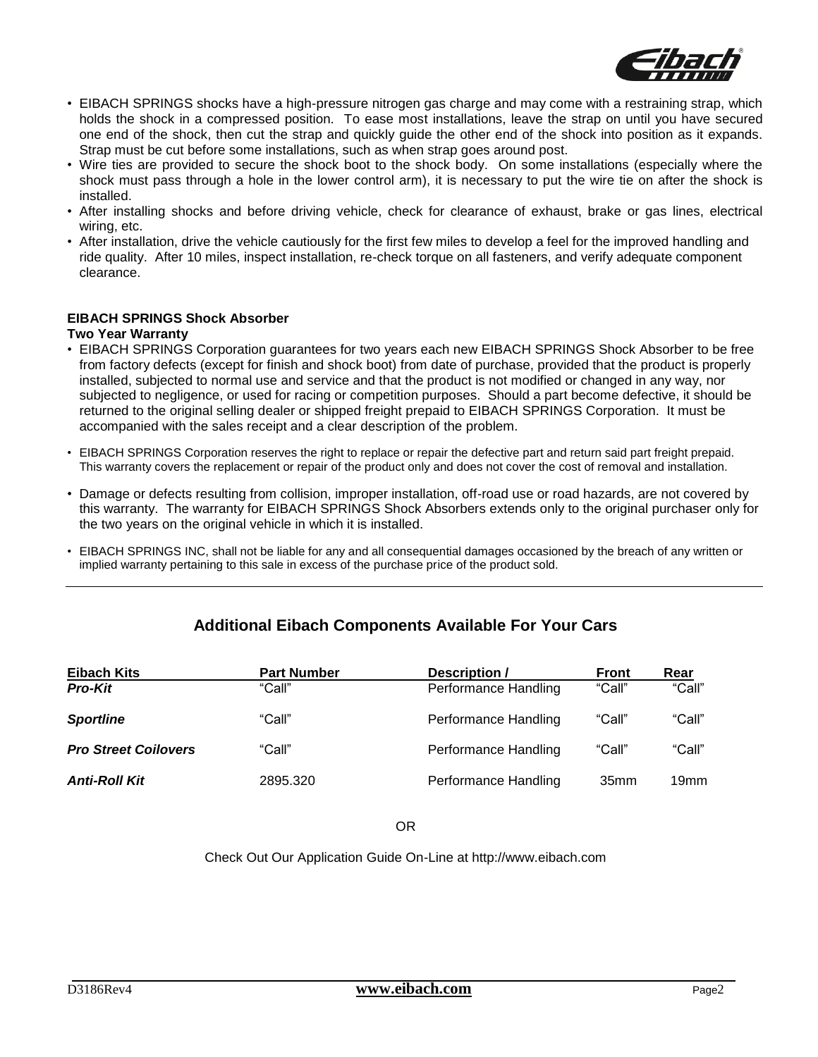- EIBACH SPRINGS shocks have a high-pressure nitrogen gas charge and may come with a restraining strap, which holds the shock in a compressed position. To ease most installations, leave the strap on until you have secured one end of the shock, then cut the strap and quickly guide the other end of the shock into position as it expands. Strap must be cut before some installations, such as when strap goes around post.
- Wire ties are provided to secure the shock boot to the shock body. On some installations (especially where the shock must pass through a hole in the lower control arm), it is necessary to put the wire tie on after the shock is installed.
- After installing shocks and before driving vehicle, check for clearance of exhaust, brake or gas lines, electrical wiring, etc.
- After installation, drive the vehicle cautiously for the first few miles to develop a feel for the improved handling and ride quality. After 10 miles, inspect installation, re-check torque on all fasteners, and verify adequate component clearance.

**EIBACH SPRINGS Shock Absorber**
**Two Year Warranty**

- EIBACH SPRINGS Corporation guarantees for two years each new EIBACH SPRINGS Shock Absorber to be free from factory defects (except for finish and shock boot) from date of purchase, provided that the product is properly installed, subjected to normal use and service and that the product is not modified or changed in any way, nor subjected to negligence, or used for racing or competition purposes. Should a part become defective, it should be returned to the original selling dealer or shipped freight prepaid to EIBACH SPRINGS Corporation. It must be accompanied with the sales receipt and a clear description of the problem.
- EIBACH SPRINGS Corporation reserves the right to replace or repair the defective part and return said part freight prepaid. This warranty covers the replacement or repair of the product only and does not cover the cost of removal and installation.
- Damage or defects resulting from collision, improper installation, off-road use or road hazards, are not covered by this warranty. The warranty for EIBACH SPRINGS Shock Absorbers extends only to the original purchaser only for the two years on the original vehicle in which it is installed.
- EIBACH SPRINGS INC, shall not be liable for any and all consequential damages occasioned by the breach of any written or implied warranty pertaining to this sale in excess of the purchase price of the product sold.

---

## Additional Eibach Components Available For Your Cars

| Eibach Kits | Part Number | Description / | Front | Rear |
|---|---|---|---|---|
| ***Pro-Kit*** | "Call" | Performance Handling | "Call" | "Call" |
| ***Sportline*** | "Call" | Performance Handling | "Call" | "Call" |
| ***Pro Street Coilovers*** | "Call" | Performance Handling | "Call" | "Call" |
| ***Anti-Roll Kit*** | 2895.320 | Performance Handling | 35mm | 19mm |

OR

Check Out Our Application Guide On-Line at http://www.eibach.com